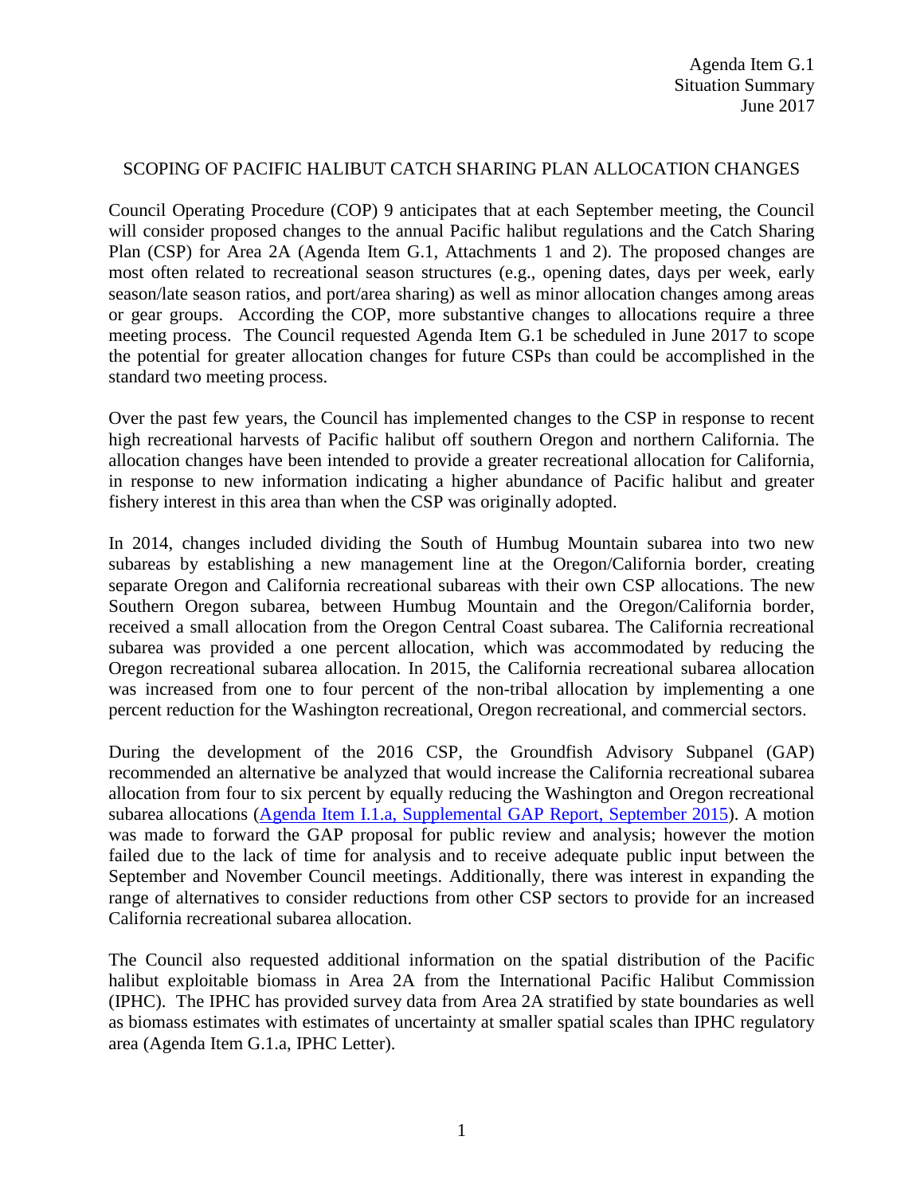Agenda Item G.1
Situation Summary
June 2017

# SCOPING OF PACIFIC HALIBUT CATCH SHARING PLAN ALLOCATION CHANGES

Council Operating Procedure (COP) 9 anticipates that at each September meeting, the Council will consider proposed changes to the annual Pacific halibut regulations and the Catch Sharing Plan (CSP) for Area 2A (Agenda Item G.1, Attachments 1 and 2). The proposed changes are most often related to recreational season structures (e.g., opening dates, days per week, early season/late season ratios, and port/area sharing) as well as minor allocation changes among areas or gear groups. According the COP, more substantive changes to allocations require a three meeting process. The Council requested Agenda Item G.1 be scheduled in June 2017 to scope the potential for greater allocation changes for future CSPs than could be accomplished in the standard two meeting process.

Over the past few years, the Council has implemented changes to the CSP in response to recent high recreational harvests of Pacific halibut off southern Oregon and northern California. The allocation changes have been intended to provide a greater recreational allocation for California, in response to new information indicating a higher abundance of Pacific halibut and greater fishery interest in this area than when the CSP was originally adopted.

In 2014, changes included dividing the South of Humbug Mountain subarea into two new subareas by establishing a new management line at the Oregon/California border, creating separate Oregon and California recreational subareas with their own CSP allocations. The new Southern Oregon subarea, between Humbug Mountain and the Oregon/California border, received a small allocation from the Oregon Central Coast subarea. The California recreational subarea was provided a one percent allocation, which was accommodated by reducing the Oregon recreational subarea allocation. In 2015, the California recreational subarea allocation was increased from one to four percent of the non-tribal allocation by implementing a one percent reduction for the Washington recreational, Oregon recreational, and commercial sectors.

During the development of the 2016 CSP, the Groundfish Advisory Subpanel (GAP) recommended an alternative be analyzed that would increase the California recreational subarea allocation from four to six percent by equally reducing the Washington and Oregon recreational subarea allocations ([Agenda Item I.1.a, Supplemental GAP Report, September 2015]). A motion was made to forward the GAP proposal for public review and analysis; however the motion failed due to the lack of time for analysis and to receive adequate public input between the September and November Council meetings. Additionally, there was interest in expanding the range of alternatives to consider reductions from other CSP sectors to provide for an increased California recreational subarea allocation.

The Council also requested additional information on the spatial distribution of the Pacific halibut exploitable biomass in Area 2A from the International Pacific Halibut Commission (IPHC). The IPHC has provided survey data from Area 2A stratified by state boundaries as well as biomass estimates with estimates of uncertainty at smaller spatial scales than IPHC regulatory area (Agenda Item G.1.a, IPHC Letter).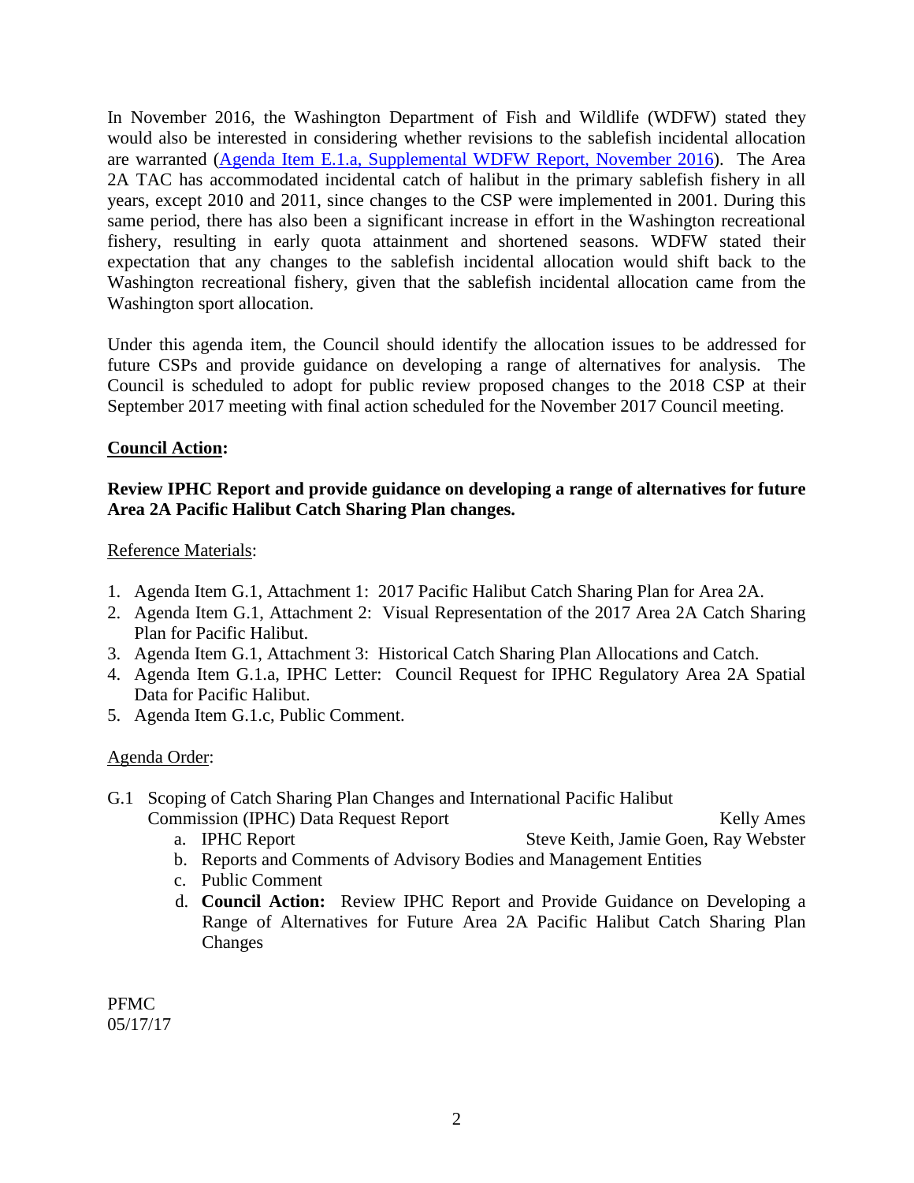In November 2016, the Washington Department of Fish and Wildlife (WDFW) stated they would also be interested in considering whether revisions to the sablefish incidental allocation are warranted ([Agenda Item E.1.a, Supplemental WDFW Report, November 2016](#)). The Area 2A TAC has accommodated incidental catch of halibut in the primary sablefish fishery in all years, except 2010 and 2011, since changes to the CSP were implemented in 2001. During this same period, there has also been a significant increase in effort in the Washington recreational fishery, resulting in early quota attainment and shortened seasons. WDFW stated their expectation that any changes to the sablefish incidental allocation would shift back to the Washington recreational fishery, given that the sablefish incidental allocation came from the Washington sport allocation.

Under this agenda item, the Council should identify the allocation issues to be addressed for future CSPs and provide guidance on developing a range of alternatives for analysis. The Council is scheduled to adopt for public review proposed changes to the 2018 CSP at their September 2017 meeting with final action scheduled for the November 2017 Council meeting.

**Council Action:**

**Review IPHC Report and provide guidance on developing a range of alternatives for future Area 2A Pacific Halibut Catch Sharing Plan changes.**

Reference Materials:

1. Agenda Item G.1, Attachment 1: 2017 Pacific Halibut Catch Sharing Plan for Area 2A.
2. Agenda Item G.1, Attachment 2: Visual Representation of the 2017 Area 2A Catch Sharing Plan for Pacific Halibut.
3. Agenda Item G.1, Attachment 3: Historical Catch Sharing Plan Allocations and Catch.
4. Agenda Item G.1.a, IPHC Letter: Council Request for IPHC Regulatory Area 2A Spatial Data for Pacific Halibut.
5. Agenda Item G.1.c, Public Comment.

Agenda Order:

G.1 Scoping of Catch Sharing Plan Changes and International Pacific Halibut Commission (IPHC) Data Request Report — Kelly Ames

   a. IPHC Report — Steve Keith, Jamie Goen, Ray Webster
   b. Reports and Comments of Advisory Bodies and Management Entities
   c. Public Comment
   d. **Council Action:** Review IPHC Report and Provide Guidance on Developing a Range of Alternatives for Future Area 2A Pacific Halibut Catch Sharing Plan Changes

PFMC
05/17/17